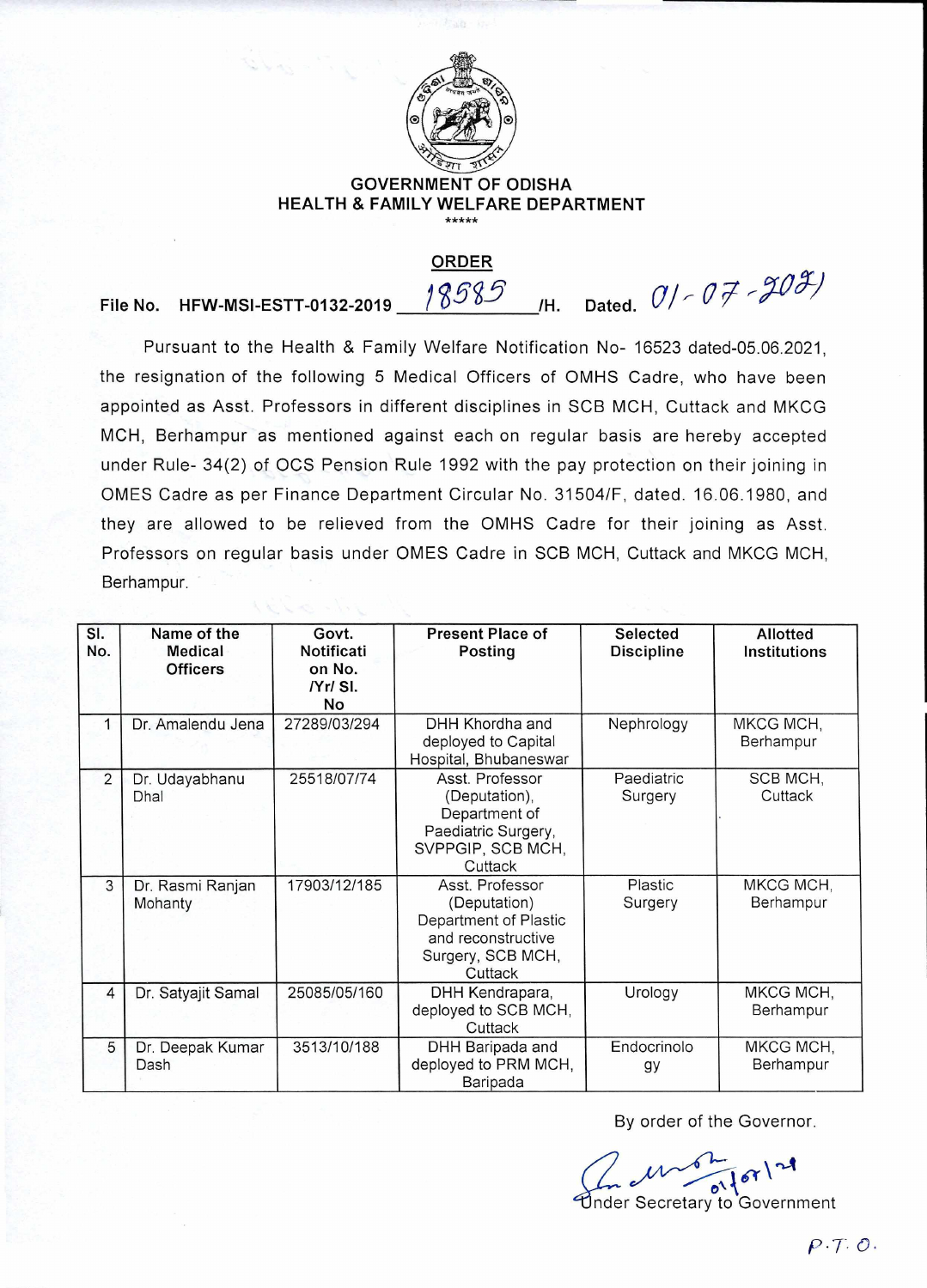**GOVERNMENT OF ODISHA**
**HEALTH & FAMILY WELFARE DEPARTMENT**

\*\*\*\*\*

**ORDER**

**File No. HFW-MSI-ESTT-0132-2019** 18585 **/H. Dated.** 01-07-2021

Pursuant to the Health & Family Welfare Notification No- 16523 dated-05.06.2021, the resignation of the following 5 Medical Officers of OMHS Cadre, who have been appointed as Asst. Professors in different disciplines in SCB MCH, Cuttack and MKCG MCH, Berhampur as mentioned against each on regular basis are hereby accepted under Rule- 34(2) of OCS Pension Rule 1992 with the pay protection on their joining in OMES Cadre as per Finance Department Circular No. 31504/F, dated. 16.06.1980, and they are allowed to be relieved from the OMHS Cadre for their joining as Asst. Professors on regular basis under OMES Cadre in SCB MCH, Cuttack and MKCG MCH, Berhampur.

| Sl. No. | Name of the Medical Officers | Govt. Notification No. /Yr/ Sl. No | Present Place of Posting | Selected Discipline | Allotted Institutions |
|---|---|---|---|---|---|
| 1 | Dr. Amalendu Jena | 27289/03/294 | DHH Khordha and deployed to Capital Hospital, Bhubaneswar | Nephrology | MKCG MCH, Berhampur |
| 2 | Dr. Udayabhanu Dhal | 25518/07/74 | Asst. Professor (Deputation), Department of Paediatric Surgery, SVPPGIP, SCB MCH, Cuttack | Paediatric Surgery | SCB MCH, Cuttack |
| 3 | Dr. Rasmi Ranjan Mohanty | 17903/12/185 | Asst. Professor (Deputation) Department of Plastic and reconstructive Surgery, SCB MCH, Cuttack | Plastic Surgery | MKCG MCH, Berhampur |
| 4 | Dr. Satyajit Samal | 25085/05/160 | DHH Kendrapara, deployed to SCB MCH, Cuttack | Urology | MKCG MCH, Berhampur |
| 5 | Dr. Deepak Kumar Dash | 3513/10/188 | DHH Baripada and deployed to PRM MCH, Baripada | Endocrinology | MKCG MCH, Berhampur |

By order of the Governor.

01/07/21
Under Secretary to Government

P.T.O.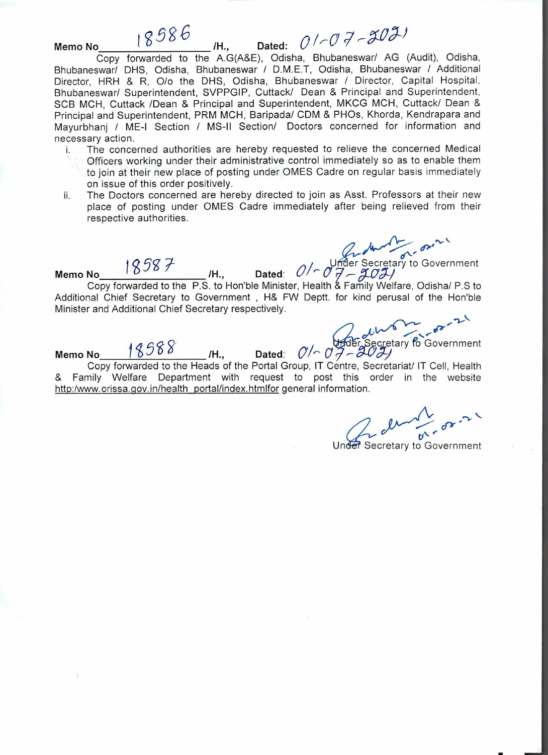**Memo No** 18586 **/H.,** **Dated:** 01-07-2021

Copy forwarded to the A.G(A&E), Odisha, Bhubaneswar/ AG (Audit), Odisha, Bhubaneswar/ DHS, Odisha, Bhubaneswar / D.M.E.T, Odisha, Bhubaneswar / Additional Director, HRH & R, O/o the DHS, Odisha, Bhubaneswar / Director, Capital Hospital, Bhubaneswar/ Superintendent, SVPPGIP, Cuttack/ Dean & Principal and Superintendent, SCB MCH, Cuttack /Dean & Principal and Superintendent, MKCG MCH, Cuttack/ Dean & Principal and Superintendent, PRM MCH, Baripada/ CDM & PHOs, Khorda, Kendrapara and Mayurbhanj / ME-I Section / MS-II Section/ Doctors concerned for information and necessary action.

i. The concerned authorities are hereby requested to relieve the concerned Medical Officers working under their administrative control immediately so as to enable them to join at their new place of posting under OMES Cadre on regular basis immediately on issue of this order positively.

ii. The Doctors concerned are hereby directed to join as Asst. Professors at their new place of posting under OMES Cadre immediately after being relieved from their respective authorities.

Under Secretary to Government

**Memo No** 18587 **/H.,** **Dated:** 01-07-2021

Copy forwarded to the P.S. to Hon'ble Minister, Health & Family Welfare, Odisha/ P.S to Additional Chief Secretary to Government , H& FW Deptt. for kind perusal of the Hon'ble Minister and Additional Chief Secretary respectively.

Under Secretary to Government

**Memo No** 18588 **/H.,** **Dated:** 01-07-2021

Copy forwarded to the Heads of the Portal Group, IT Centre, Secretariat/ IT Cell, Health & Family Welfare Department with request to post this order in the website http:/www.orissa.gov.in/health_portal/index.htmlfor general information.

Under Secretary to Government